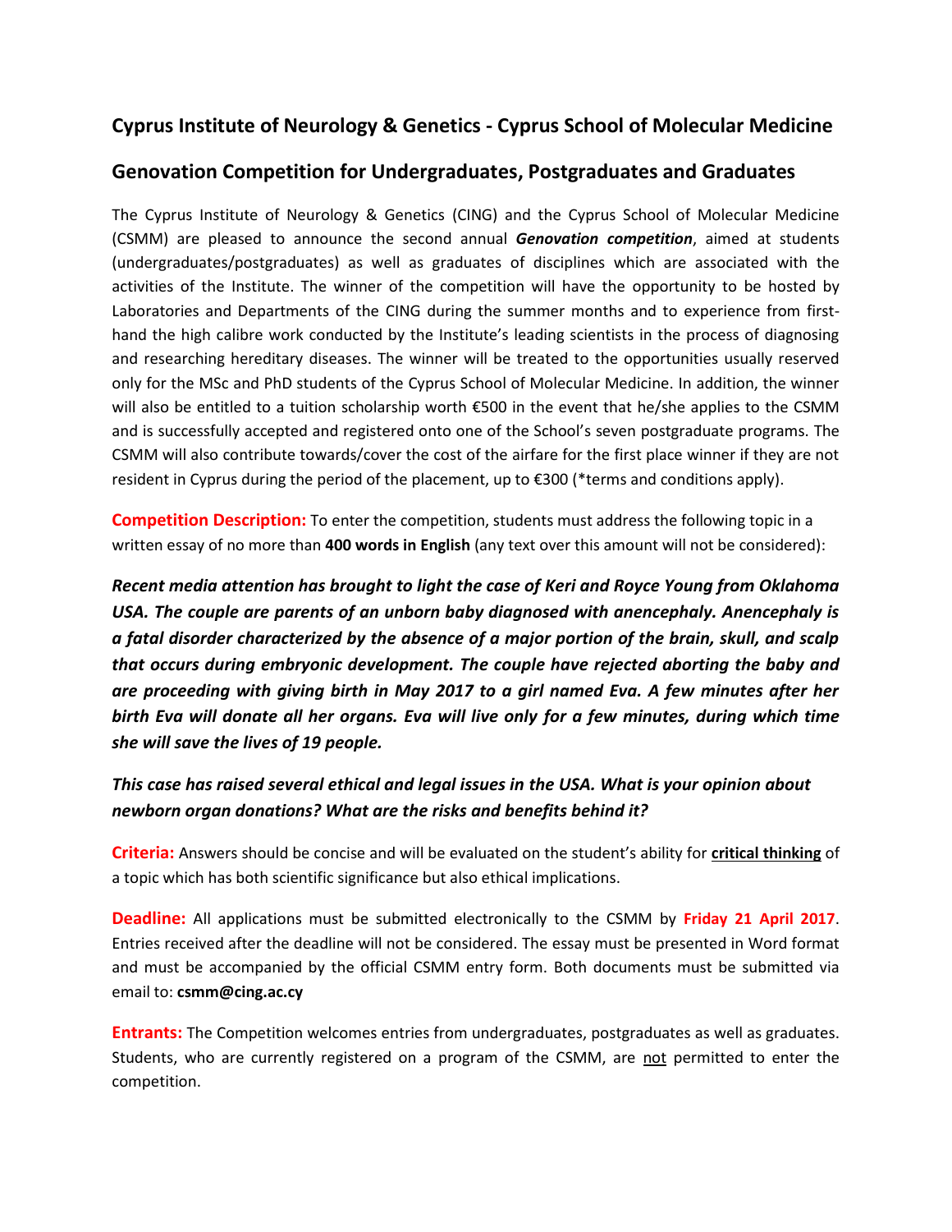## Cyprus Institute of Neurology & Genetics - Cyprus School of Molecular Medicine

## Genovation Competition for Undergraduates, Postgraduates and Graduates

The Cyprus Institute of Neurology & Genetics (CING) and the Cyprus School of Molecular Medicine (CSMM) are pleased to announce the second annual ***Genovation competition***, aimed at students (undergraduates/postgraduates) as well as graduates of disciplines which are associated with the activities of the Institute. The winner of the competition will have the opportunity to be hosted by Laboratories and Departments of the CING during the summer months and to experience from first-hand the high calibre work conducted by the Institute's leading scientists in the process of diagnosing and researching hereditary diseases. The winner will be treated to the opportunities usually reserved only for the MSc and PhD students of the Cyprus School of Molecular Medicine. In addition, the winner will also be entitled to a tuition scholarship worth €500 in the event that he/she applies to the CSMM and is successfully accepted and registered onto one of the School's seven postgraduate programs. The CSMM will also contribute towards/cover the cost of the airfare for the first place winner if they are not resident in Cyprus during the period of the placement, up to €300 (*terms and conditions apply).

**Competition Description:** To enter the competition, students must address the following topic in a written essay of no more than **400 words in English** (any text over this amount will not be considered):

***Recent media attention has brought to light the case of Keri and Royce Young from Oklahoma USA. The couple are parents of an unborn baby diagnosed with anencephaly. Anencephaly is a fatal disorder characterized by the absence of a major portion of the brain, skull, and scalp that occurs during embryonic development. The couple have rejected aborting the baby and are proceeding with giving birth in May 2017 to a girl named Eva. A few minutes after her birth Eva will donate all her organs. Eva will live only for a few minutes, during which time she will save the lives of 19 people.***

***This case has raised several ethical and legal issues in the USA. What is your opinion about newborn organ donations? What are the risks and benefits behind it?***

**Criteria:** Answers should be concise and will be evaluated on the student's ability for **critical thinking** of a topic which has both scientific significance but also ethical implications.

**Deadline:** All applications must be submitted electronically to the CSMM by **Friday 21 April 2017**. Entries received after the deadline will not be considered. The essay must be presented in Word format and must be accompanied by the official CSMM entry form. Both documents must be submitted via email to: **csmm@cing.ac.cy**

**Entrants:** The Competition welcomes entries from undergraduates, postgraduates as well as graduates. Students, who are currently registered on a program of the CSMM, are not permitted to enter the competition.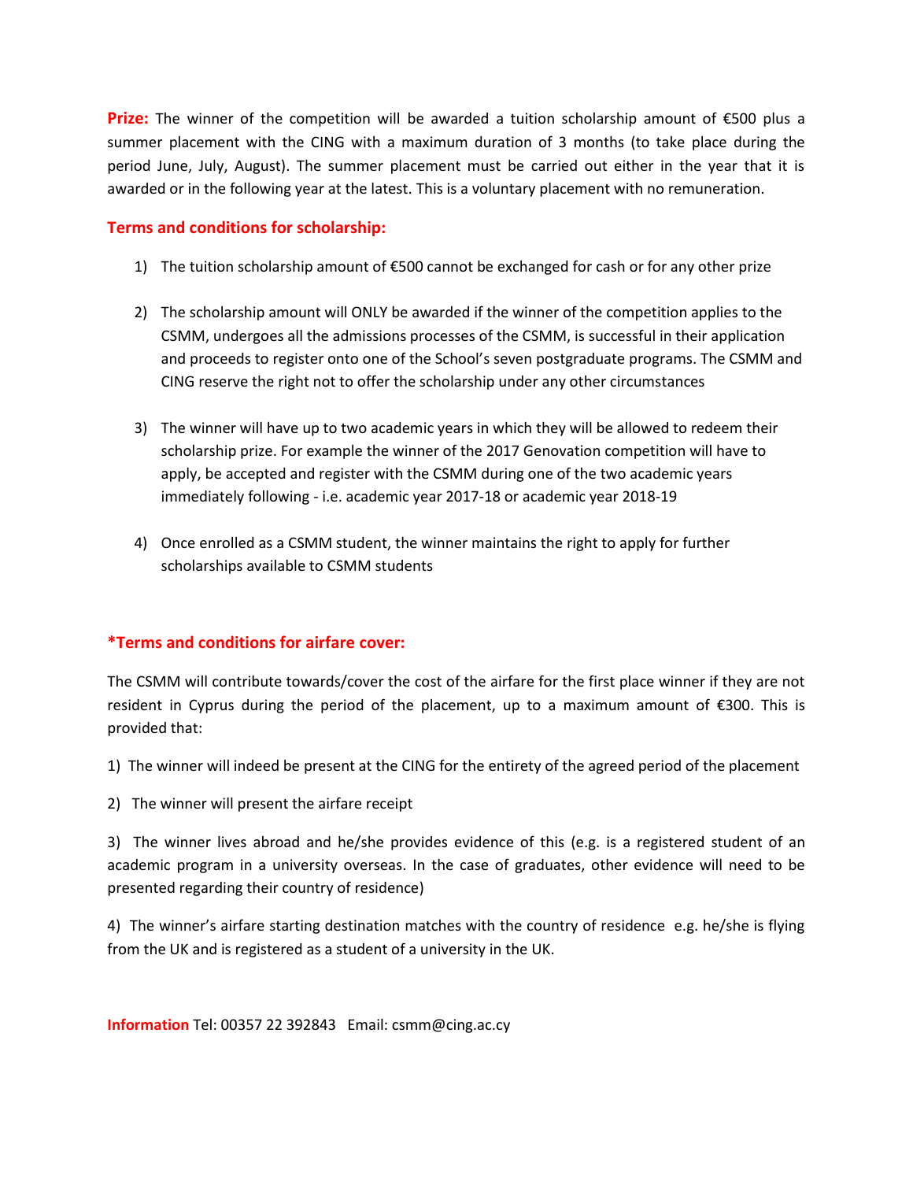**Prize:** The winner of the competition will be awarded a tuition scholarship amount of €500 plus a summer placement with the CING with a maximum duration of 3 months (to take place during the period June, July, August). The summer placement must be carried out either in the year that it is awarded or in the following year at the latest. This is a voluntary placement with no remuneration.

## Terms and conditions for scholarship:

1) The tuition scholarship amount of €500 cannot be exchanged for cash or for any other prize

2) The scholarship amount will ONLY be awarded if the winner of the competition applies to the CSMM, undergoes all the admissions processes of the CSMM, is successful in their application and proceeds to register onto one of the School's seven postgraduate programs. The CSMM and CING reserve the right not to offer the scholarship under any other circumstances

3) The winner will have up to two academic years in which they will be allowed to redeem their scholarship prize. For example the winner of the 2017 Genovation competition will have to apply, be accepted and register with the CSMM during one of the two academic years immediately following - i.e. academic year 2017-18 or academic year 2018-19

4) Once enrolled as a CSMM student, the winner maintains the right to apply for further scholarships available to CSMM students

## *Terms and conditions for airfare cover:

The CSMM will contribute towards/cover the cost of the airfare for the first place winner if they are not resident in Cyprus during the period of the placement, up to a maximum amount of €300. This is provided that:

1) The winner will indeed be present at the CING for the entirety of the agreed period of the placement

2) The winner will present the airfare receipt

3) The winner lives abroad and he/she provides evidence of this (e.g. is a registered student of an academic program in a university overseas. In the case of graduates, other evidence will need to be presented regarding their country of residence)

4) The winner's airfare starting destination matches with the country of residence e.g. he/she is flying from the UK and is registered as a student of a university in the UK.

**Information** Tel: 00357 22 392843 Email: csmm@cing.ac.cy